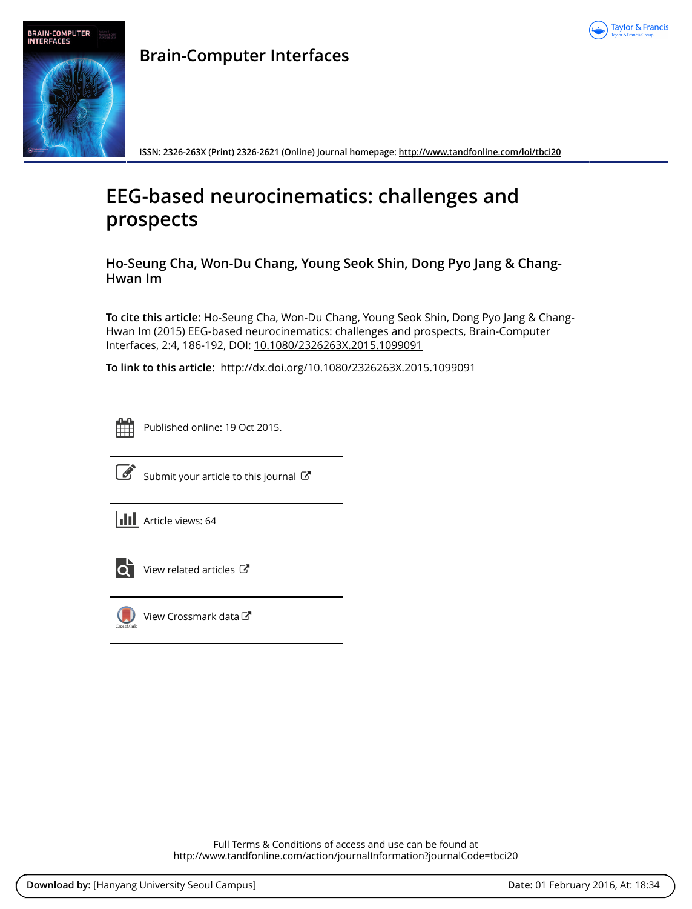**Brain-Computer Interfaces**

ISSN: 2326-263X (Print) 2326-2621 (Online) Journal homepage: http://www.tandfonline.com/loi/tbci20

# EEG-based neurocinematics: challenges and prospects

**Ho-Seung Cha, Won-Du Chang, Young Seok Shin, Dong Pyo Jang & Chang-Hwan Im**

**To cite this article:** Ho-Seung Cha, Won-Du Chang, Young Seok Shin, Dong Pyo Jang & Chang-Hwan Im (2015) EEG-based neurocinematics: challenges and prospects, Brain-Computer Interfaces, 2:4, 186-192, DOI: 10.1080/2326263X.2015.1099091

**To link to this article:** http://dx.doi.org/10.1080/2326263X.2015.1099091

Published online: 19 Oct 2015.

Submit your article to this journal

Article views: 64

View related articles

View Crossmark data

Full Terms & Conditions of access and use can be found at http://www.tandfonline.com/action/journalInformation?journalCode=tbci20

**Download by:** [Hanyang University Seoul Campus] **Date:** 01 February 2016, At: 18:34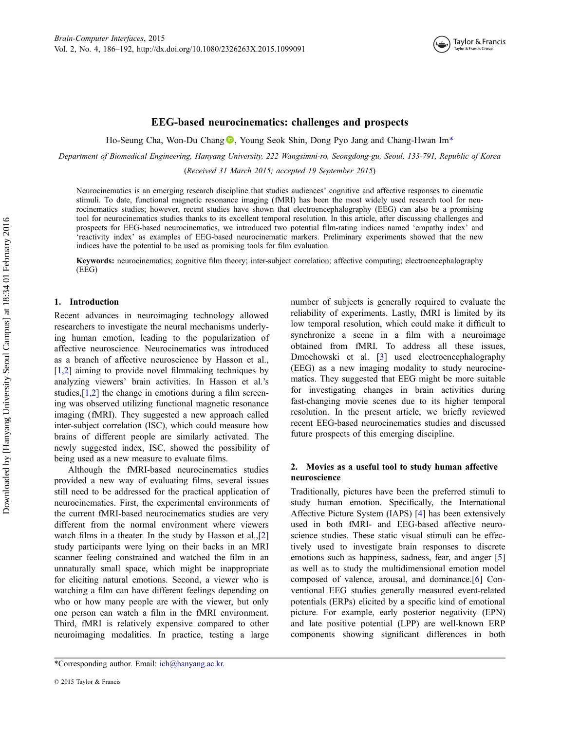# EEG-based neurocinematics: challenges and prospects

Ho-Seung Cha, Won-Du Chang, Young Seok Shin, Dong Pyo Jang and Chang-Hwan Im*

*Department of Biomedical Engineering, Hanyang University, 222 Wangsimni-ro, Seongdong-gu, Seoul, 133-791, Republic of Korea*

(*Received 31 March 2015; accepted 19 September 2015*)

Neurocinematics is an emerging research discipline that studies audiences' cognitive and affective responses to cinematic stimuli. To date, functional magnetic resonance imaging (fMRI) has been the most widely used research tool for neurocinematics studies; however, recent studies have shown that electroencephalography (EEG) can also be a promising tool for neurocinematics studies thanks to its excellent temporal resolution. In this article, after discussing challenges and prospects for EEG-based neurocinematics, we introduced two potential film-rating indices named 'empathy index' and 'reactivity index' as examples of EEG-based neurocinematic markers. Preliminary experiments showed that the new indices have the potential to be used as promising tools for film evaluation.

**Keywords:** neurocinematics; cognitive film theory; inter-subject correlation; affective computing; electroencephalography (EEG)

## 1. Introduction

Recent advances in neuroimaging technology allowed researchers to investigate the neural mechanisms underlying human emotion, leading to the popularization of affective neuroscience. Neurocinematics was introduced as a branch of affective neuroscience by Hasson et al.,[1,2] aiming to provide novel filmmaking techniques by analyzing viewers' brain activities. In Hasson et al.'s studies,[1,2] the change in emotions during a film screening was observed utilizing functional magnetic resonance imaging (fMRI). They suggested a new approach called inter-subject correlation (ISC), which could measure how brains of different people are similarly activated. The newly suggested index, ISC, showed the possibility of being used as a new measure to evaluate films.

Although the fMRI-based neurocinematics studies provided a new way of evaluating films, several issues still need to be addressed for the practical application of neurocinematics. First, the experimental environments of the current fMRI-based neurocinematics studies are very different from the normal environment where viewers watch films in a theater. In the study by Hasson et al.,[2] study participants were lying on their backs in an MRI scanner feeling constrained and watched the film in an unnaturally small space, which might be inappropriate for eliciting natural emotions. Second, a viewer who is watching a film can have different feelings depending on who or how many people are with the viewer, but only one person can watch a film in the fMRI environment. Third, fMRI is relatively expensive compared to other neuroimaging modalities. In practice, testing a large number of subjects is generally required to evaluate the reliability of experiments. Lastly, fMRI is limited by its low temporal resolution, which could make it difficult to synchronize a scene in a film with a neuroimage obtained from fMRI. To address all these issues, Dmochowski et al. [3] used electroencephalography (EEG) as a new imaging modality to study neurocinematics. They suggested that EEG might be more suitable for investigating changes in brain activities during fast-changing movie scenes due to its higher temporal resolution. In the present article, we briefly reviewed recent EEG-based neurocinematics studies and discussed future prospects of this emerging discipline.

## 2. Movies as a useful tool to study human affective neuroscience

Traditionally, pictures have been the preferred stimuli to study human emotion. Specifically, the International Affective Picture System (IAPS) [4] has been extensively used in both fMRI- and EEG-based affective neuroscience studies. These static visual stimuli can be effectively used to investigate brain responses to discrete emotions such as happiness, sadness, fear, and anger [5] as well as to study the multidimensional emotion model composed of valence, arousal, and dominance.[6] Conventional EEG studies generally measured event-related potentials (ERPs) elicited by a specific kind of emotional picture. For example, early posterior negativity (EPN) and late positive potential (LPP) are well-known ERP components showing significant differences in both

*Corresponding author. Email: ich@hanyang.ac.kr.

© 2015 Taylor & Francis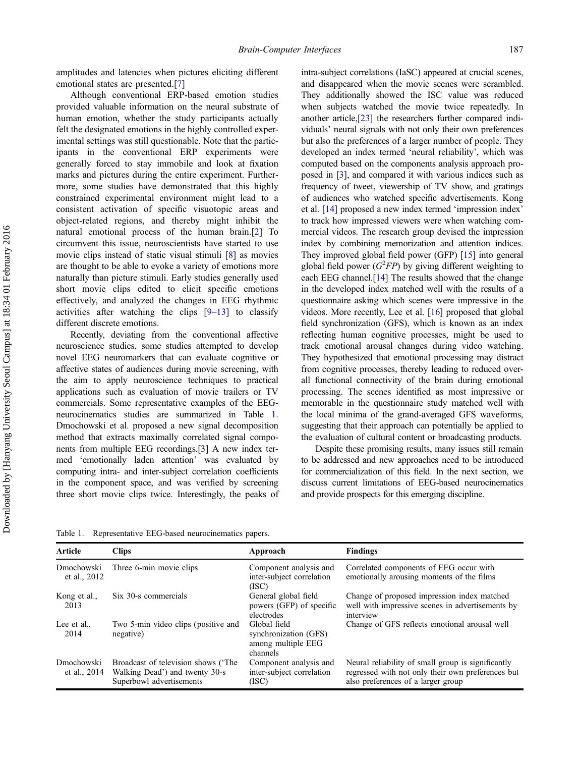amplitudes and latencies when pictures eliciting different emotional states are presented.[7]

Although conventional ERP-based emotion studies provided valuable information on the neural substrate of human emotion, whether the study participants actually felt the designated emotions in the highly controlled experimental settings was still questionable. Note that the participants in the conventional ERP experiments were generally forced to stay immobile and look at fixation marks and pictures during the entire experiment. Furthermore, some studies have demonstrated that this highly constrained experimental environment might lead to a consistent activation of specific visuotopic areas and object-related regions, and thereby might inhibit the natural emotional process of the human brain.[2] To circumvent this issue, neuroscientists have started to use movie clips instead of static visual stimuli [8] as movies are thought to be able to evoke a variety of emotions more naturally than picture stimuli. Early studies generally used short movie clips edited to elicit specific emotions effectively, and analyzed the changes in EEG rhythmic activities after watching the clips [9–13] to classify different discrete emotions.

Recently, deviating from the conventional affective neuroscience studies, some studies attempted to develop novel EEG neuromarkers that can evaluate cognitive or affective states of audiences during movie screening, with the aim to apply neuroscience techniques to practical applications such as evaluation of movie trailers or TV commercials. Some representative examples of the EEG-neurocinematics studies are summarized in Table 1. Dmochowski et al. proposed a new signal decomposition method that extracts maximally correlated signal components from multiple EEG recordings.[3] A new index termed 'emotionally laden attention' was evaluated by computing intra- and inter-subject correlation coefficients in the component space, and was verified by screening three short movie clips twice. Interestingly, the peaks of intra-subject correlations (IaSC) appeared at crucial scenes, and disappeared when the movie scenes were scrambled. They additionally showed the ISC value was reduced when subjects watched the movie twice repeatedly. In another article,[23] the researchers further compared individuals' neural signals with not only their own preferences but also the preferences of a larger number of people. They developed an index termed 'neural reliability', which was computed based on the components analysis approach proposed in [3], and compared it with various indices such as frequency of tweet, viewership of TV show, and gratings of audiences who watched specific advertisements. Kong et al. [14] proposed a new index termed 'impression index' to track how impressed viewers were when watching commercial videos. The research group devised the impression index by combining memorization and attention indices. They improved global field power (GFP) [15] into general global field power ($G^2FP$) by giving different weighting to each EEG channel.[14] The results showed that the change in the developed index matched well with the results of a questionnaire asking which scenes were impressive in the videos. More recently, Lee et al. [16] proposed that global field synchronization (GFS), which is known as an index reflecting human cognitive processes, might be used to track emotional arousal changes during video watching. They hypothesized that emotional processing may distract from cognitive processes, thereby leading to reduced overall functional connectivity of the brain during emotional processing. The scenes identified as most impressive or memorable in the questionnaire study matched well with the local minima of the grand-averaged GFS waveforms, suggesting that their approach can potentially be applied to the evaluation of cultural content or broadcasting products.

Despite these promising results, many issues still remain to be addressed and new approaches need to be introduced for commercialization of this field. In the next section, we discuss current limitations of EEG-based neurocinematics and provide prospects for this emerging discipline.

Table 1. Representative EEG-based neurocinematics papers.

| Article | Clips | Approach | Findings |
|---|---|---|---|
| Dmochowski et al., 2012 | Three 6-min movie clips | Component analysis and inter-subject correlation (ISC) | Correlated components of EEG occur with emotionally arousing moments of the films |
| Kong et al., 2013 | Six 30-s commercials | General global field powers (GFP) of specific electrodes | Change of proposed impression index matched well with impressive scenes in advertisements by interview |
| Lee et al., 2014 | Two 5-min video clips (positive and negative) | Global field synchronization (GFS) among multiple EEG channels | Change of GFS reflects emotional arousal well |
| Dmochowski et al., 2014 | Broadcast of television shows ('The Walking Dead') and twenty 30-s Superbowl advertisements | Component analysis and inter-subject correlation (ISC) | Neural reliability of small group is significantly regressed with not only their own preferences but also preferences of a larger group |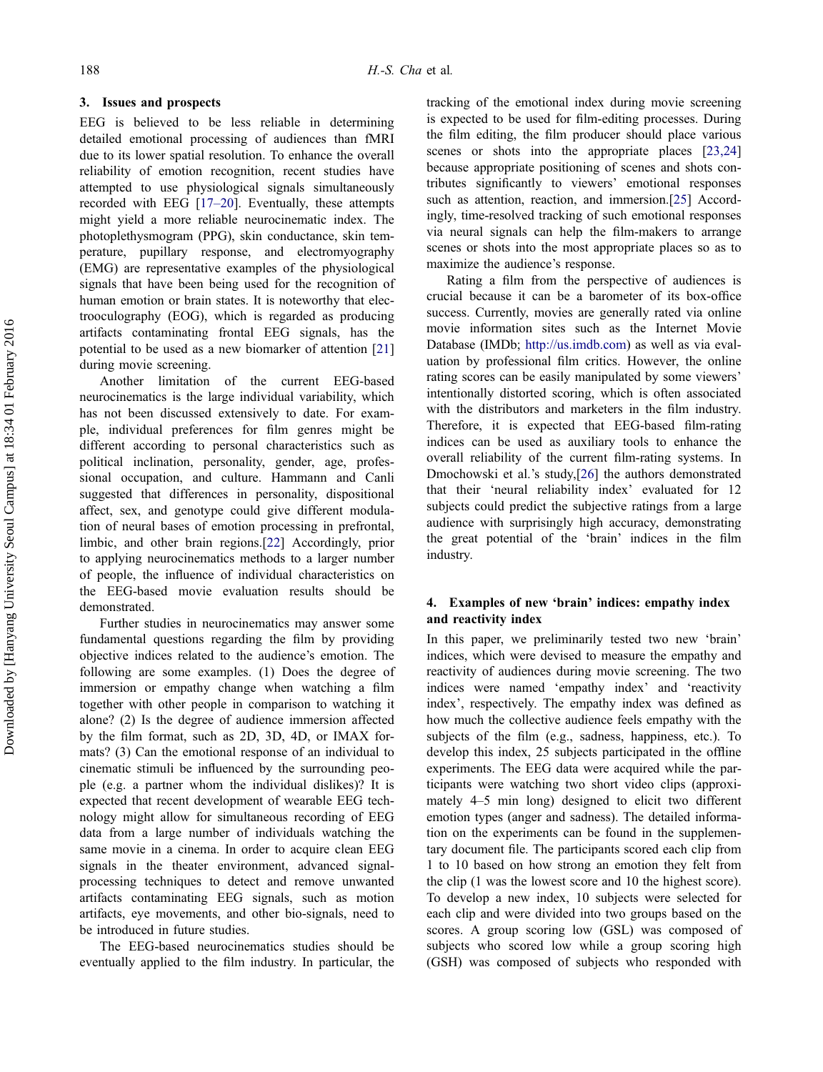## 3. Issues and prospects

EEG is believed to be less reliable in determining detailed emotional processing of audiences than fMRI due to its lower spatial resolution. To enhance the overall reliability of emotion recognition, recent studies have attempted to use physiological signals simultaneously recorded with EEG [17–20]. Eventually, these attempts might yield a more reliable neurocinematic index. The photoplethysmogram (PPG), skin conductance, skin temperature, pupillary response, and electromyography (EMG) are representative examples of the physiological signals that have been being used for the recognition of human emotion or brain states. It is noteworthy that electrooculography (EOG), which is regarded as producing artifacts contaminating frontal EEG signals, has the potential to be used as a new biomarker of attention [21] during movie screening.

Another limitation of the current EEG-based neurocinematics is the large individual variability, which has not been discussed extensively to date. For example, individual preferences for film genres might be different according to personal characteristics such as political inclination, personality, gender, age, professional occupation, and culture. Hammann and Canli suggested that differences in personality, dispositional affect, sex, and genotype could give different modulation of neural bases of emotion processing in prefrontal, limbic, and other brain regions.[22] Accordingly, prior to applying neurocinematics methods to a larger number of people, the influence of individual characteristics on the EEG-based movie evaluation results should be demonstrated.

Further studies in neurocinematics may answer some fundamental questions regarding the film by providing objective indices related to the audience's emotion. The following are some examples. (1) Does the degree of immersion or empathy change when watching a film together with other people in comparison to watching it alone? (2) Is the degree of audience immersion affected by the film format, such as 2D, 3D, 4D, or IMAX formats? (3) Can the emotional response of an individual to cinematic stimuli be influenced by the surrounding people (e.g. a partner whom the individual dislikes)? It is expected that recent development of wearable EEG technology might allow for simultaneous recording of EEG data from a large number of individuals watching the same movie in a cinema. In order to acquire clean EEG signals in the theater environment, advanced signal-processing techniques to detect and remove unwanted artifacts contaminating EEG signals, such as motion artifacts, eye movements, and other bio-signals, need to be introduced in future studies.

The EEG-based neurocinematics studies should be eventually applied to the film industry. In particular, the tracking of the emotional index during movie screening is expected to be used for film-editing processes. During the film editing, the film producer should place various scenes or shots into the appropriate places [23,24] because appropriate positioning of scenes and shots contributes significantly to viewers' emotional responses such as attention, reaction, and immersion.[25] Accordingly, time-resolved tracking of such emotional responses via neural signals can help the film-makers to arrange scenes or shots into the most appropriate places so as to maximize the audience's response.

Rating a film from the perspective of audiences is crucial because it can be a barometer of its box-office success. Currently, movies are generally rated via online movie information sites such as the Internet Movie Database (IMDb; http://us.imdb.com) as well as via evaluation by professional film critics. However, the online rating scores can be easily manipulated by some viewers' intentionally distorted scoring, which is often associated with the distributors and marketers in the film industry. Therefore, it is expected that EEG-based film-rating indices can be used as auxiliary tools to enhance the overall reliability of the current film-rating systems. In Dmochowski et al.'s study,[26] the authors demonstrated that their 'neural reliability index' evaluated for 12 subjects could predict the subjective ratings from a large audience with surprisingly high accuracy, demonstrating the great potential of the 'brain' indices in the film industry.

## 4. Examples of new 'brain' indices: empathy index and reactivity index

In this paper, we preliminarily tested two new 'brain' indices, which were devised to measure the empathy and reactivity of audiences during movie screening. The two indices were named 'empathy index' and 'reactivity index', respectively. The empathy index was defined as how much the collective audience feels empathy with the subjects of the film (e.g., sadness, happiness, etc.). To develop this index, 25 subjects participated in the offline experiments. The EEG data were acquired while the participants were watching two short video clips (approximately 4–5 min long) designed to elicit two different emotion types (anger and sadness). The detailed information on the experiments can be found in the supplementary document file. The participants scored each clip from 1 to 10 based on how strong an emotion they felt from the clip (1 was the lowest score and 10 the highest score). To develop a new index, 10 subjects were selected for each clip and were divided into two groups based on the scores. A group scoring low (GSL) was composed of subjects who scored low while a group scoring high (GSH) was composed of subjects who responded with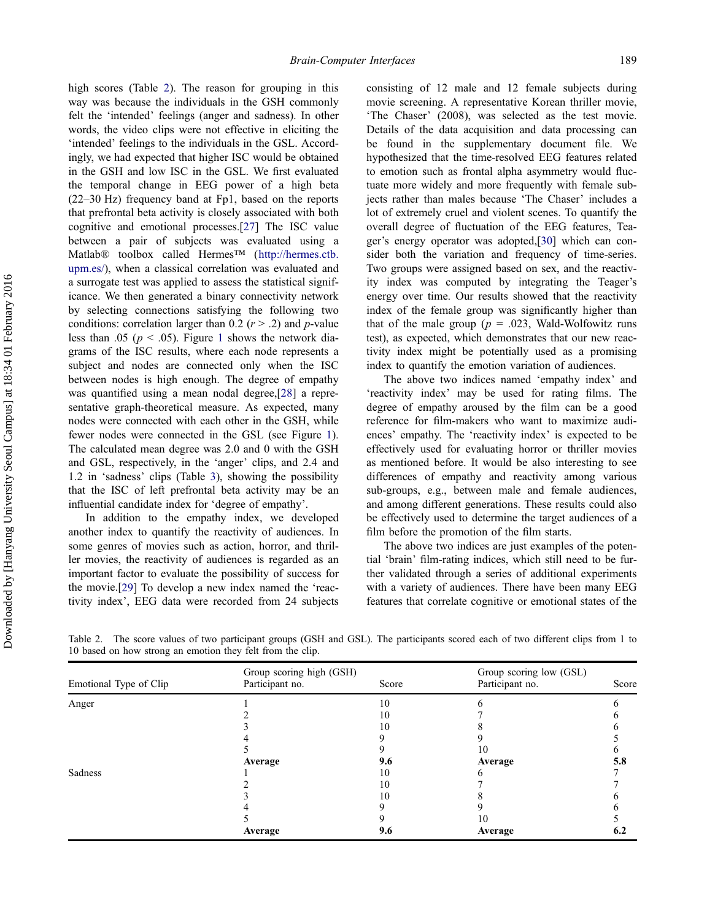high scores (Table 2). The reason for grouping in this way was because the individuals in the GSH commonly felt the 'intended' feelings (anger and sadness). In other words, the video clips were not effective in eliciting the 'intended' feelings to the individuals in the GSL. Accordingly, we had expected that higher ISC would be obtained in the GSH and low ISC in the GSL. We first evaluated the temporal change in EEG power of a high beta (22–30 Hz) frequency band at Fp1, based on the reports that prefrontal beta activity is closely associated with both cognitive and emotional processes.[27] The ISC value between a pair of subjects was evaluated using a Matlab® toolbox called Hermes™ (http://hermes.ctb.upm.es/), when a classical correlation was evaluated and a surrogate test was applied to assess the statistical significance. We then generated a binary connectivity network by selecting connections satisfying the following two conditions: correlation larger than 0.2 ($r > .2$) and $p$-value less than .05 ($p < .05$). Figure 1 shows the network diagrams of the ISC results, where each node represents a subject and nodes are connected only when the ISC between nodes is high enough. The degree of empathy was quantified using a mean nodal degree,[28] a representative graph-theoretical measure. As expected, many nodes were connected with each other in the GSH, while fewer nodes were connected in the GSL (see Figure 1). The calculated mean degree was 2.0 and 0 with the GSH and GSL, respectively, in the 'anger' clips, and 2.4 and 1.2 in 'sadness' clips (Table 3), showing the possibility that the ISC of left prefrontal beta activity may be an influential candidate index for 'degree of empathy'.

In addition to the empathy index, we developed another index to quantify the reactivity of audiences. In some genres of movies such as action, horror, and thriller movies, the reactivity of audiences is regarded as an important factor to evaluate the possibility of success for the movie.[29] To develop a new index named the 'reactivity index', EEG data were recorded from 24 subjects consisting of 12 male and 12 female subjects during movie screening. A representative Korean thriller movie, 'The Chaser' (2008), was selected as the test movie. Details of the data acquisition and data processing can be found in the supplementary document file. We hypothesized that the time-resolved EEG features related to emotion such as frontal alpha asymmetry would fluctuate more widely and more frequently with female subjects rather than males because 'The Chaser' includes a lot of extremely cruel and violent scenes. To quantify the overall degree of fluctuation of the EEG features, Teager's energy operator was adopted,[30] which can consider both the variation and frequency of time-series. Two groups were assigned based on sex, and the reactivity index was computed by integrating the Teager's energy over time. Our results showed that the reactivity index of the female group was significantly higher than that of the male group ($p = .023$, Wald-Wolfowitz runs test), as expected, which demonstrates that our new reactivity index might be potentially used as a promising index to quantify the emotion variation of audiences.

The above two indices named 'empathy index' and 'reactivity index' may be used for rating films. The degree of empathy aroused by the film can be a good reference for film-makers who want to maximize audiences' empathy. The 'reactivity index' is expected to be effectively used for evaluating horror or thriller movies as mentioned before. It would be also interesting to see differences of empathy and reactivity among various sub-groups, e.g., between male and female audiences, and among different generations. These results could also be effectively used to determine the target audiences of a film before the promotion of the film starts.

The above two indices are just examples of the potential 'brain' film-rating indices, which still need to be further validated through a series of additional experiments with a variety of audiences. There have been many EEG features that correlate cognitive or emotional states of the

Table 2. The score values of two participant groups (GSH and GSL). The participants scored each of two different clips from 1 to 10 based on how strong an emotion they felt from the clip.

| Emotional Type of Clip | Group scoring high (GSH) Participant no. | Score | Group scoring low (GSL) Participant no. | Score |
|---|---|---|---|---|
| Anger | 1 | 10 | 6 | 6 |
| | 2 | 10 | 7 | 6 |
| | 3 | 10 | 8 | 6 |
| | 4 | 9 | 9 | 5 |
| | 5 | 9 | 10 | 6 |
| | **Average** | **9.6** | **Average** | **5.8** |
| Sadness | 1 | 10 | 6 | 7 |
| | 2 | 10 | 7 | 7 |
| | 3 | 10 | 8 | 6 |
| | 4 | 9 | 9 | 6 |
| | 5 | 9 | 10 | 5 |
| | **Average** | **9.6** | **Average** | **6.2** |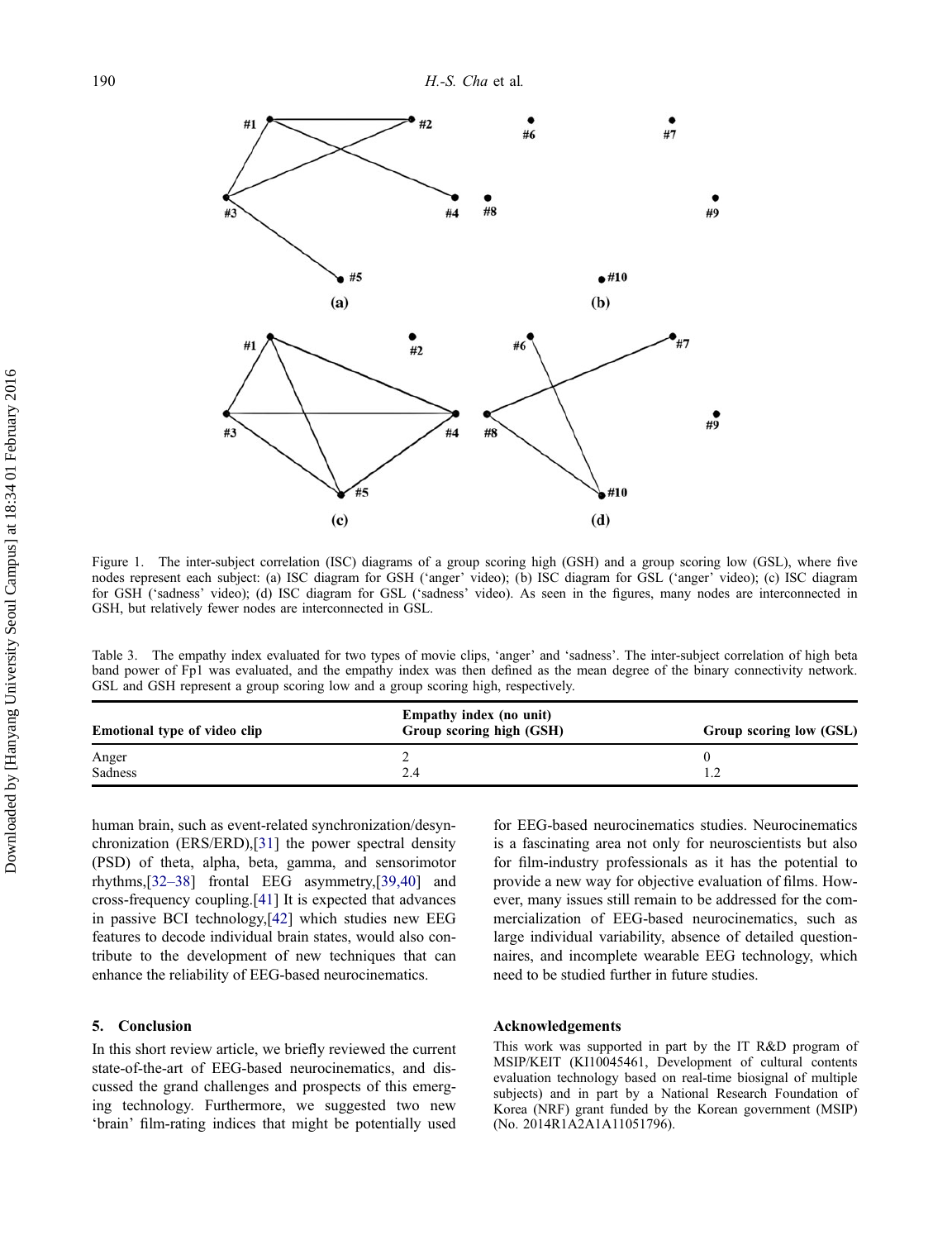Figure 1. The inter-subject correlation (ISC) diagrams of a group scoring high (GSH) and a group scoring low (GSL), where five nodes represent each subject: (a) ISC diagram for GSH ('anger' video); (b) ISC diagram for GSL ('anger' video); (c) ISC diagram for GSH ('sadness' video); (d) ISC diagram for GSL ('sadness' video). As seen in the figures, many nodes are interconnected in GSH, but relatively fewer nodes are interconnected in GSL.

Table 3. The empathy index evaluated for two types of movie clips, 'anger' and 'sadness'. The inter-subject correlation of high beta band power of Fp1 was evaluated, and the empathy index was then defined as the mean degree of the binary connectivity network. GSL and GSH represent a group scoring low and a group scoring high, respectively.

| Emotional type of video clip | Empathy index (no unit) Group scoring high (GSH) | Group scoring low (GSL) |
|---|---|---|
| Anger | 2 | 0 |
| Sadness | 2.4 | 1.2 |

human brain, such as event-related synchronization/desynchronization (ERS/ERD),[31] the power spectral density (PSD) of theta, alpha, beta, gamma, and sensorimotor rhythms,[32–38] frontal EEG asymmetry,[39,40] and cross-frequency coupling.[41] It is expected that advances in passive BCI technology,[42] which studies new EEG features to decode individual brain states, would also contribute to the development of new techniques that can enhance the reliability of EEG-based neurocinematics.

## 5. Conclusion

In this short review article, we briefly reviewed the current state-of-the-art of EEG-based neurocinematics, and discussed the grand challenges and prospects of this emerging technology. Furthermore, we suggested two new 'brain' film-rating indices that might be potentially used for EEG-based neurocinematics studies. Neurocinematics is a fascinating area not only for neuroscientists but also for film-industry professionals as it has the potential to provide a new way for objective evaluation of films. However, many issues still remain to be addressed for the commercialization of EEG-based neurocinematics, such as large individual variability, absence of detailed questionnaires, and incomplete wearable EEG technology, which need to be studied further in future studies.

### Acknowledgements

This work was supported in part by the IT R&D program of MSIP/KEIT (KI10045461, Development of cultural contents evaluation technology based on real-time biosignal of multiple subjects) and in part by a National Research Foundation of Korea (NRF) grant funded by the Korean government (MSIP) (No. 2014R1A2A1A11051796).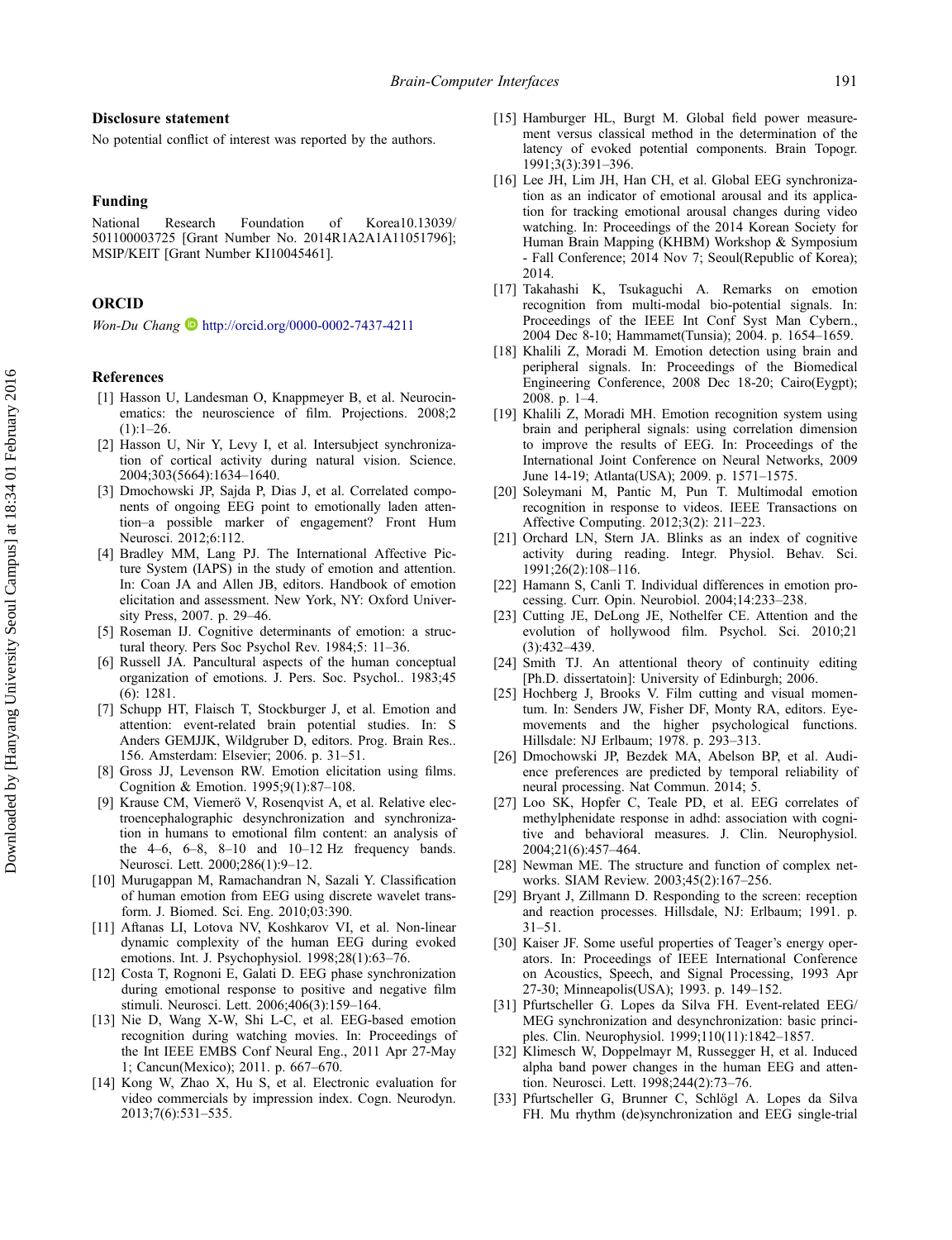## Disclosure statement

No potential conflict of interest was reported by the authors.

## Funding

National Research Foundation of Korea10.13039/501100003725 [Grant Number No. 2014R1A2A1A11051796]; MSIP/KEIT [Grant Number KI10045461].

## ORCID

*Won-Du Chang* http://orcid.org/0000-0002-7437-4211

## References

[1] Hasson U, Landesman O, Knappmeyer B, et al. Neurocinematics: the neuroscience of film. Projections. 2008;2 (1):1–26.

[2] Hasson U, Nir Y, Levy I, et al. Intersubject synchronization of cortical activity during natural vision. Science. 2004;303(5664):1634–1640.

[3] Dmochowski JP, Sajda P, Dias J, et al. Correlated components of ongoing EEG point to emotionally laden attention–a possible marker of engagement? Front Hum Neurosci. 2012;6:112.

[4] Bradley MM, Lang PJ. The International Affective Picture System (IAPS) in the study of emotion and attention. In: Coan JA and Allen JB, editors. Handbook of emotion elicitation and assessment. New York, NY: Oxford University Press, 2007. p. 29–46.

[5] Roseman IJ. Cognitive determinants of emotion: a structural theory. Pers Soc Psychol Rev. 1984;5: 11–36.

[6] Russell JA. Pancultural aspects of the human conceptual organization of emotions. J. Pers. Soc. Psychol.. 1983;45 (6): 1281.

[7] Schupp HT, Flaisch T, Stockburger J, et al. Emotion and attention: event-related brain potential studies. In: S Anders GEMJJK, Wildgruber D, editors. Prog. Brain Res.. 156. Amsterdam: Elsevier; 2006. p. 31–51.

[8] Gross JJ, Levenson RW. Emotion elicitation using films. Cognition & Emotion. 1995;9(1):87–108.

[9] Krause CM, Viemerö V, Rosenqvist A, et al. Relative electroencephalographic desynchronization and synchronization in humans to emotional film content: an analysis of the 4–6, 6–8, 8–10 and 10–12 Hz frequency bands. Neurosci. Lett. 2000;286(1):9–12.

[10] Murugappan M, Ramachandran N, Sazali Y. Classification of human emotion from EEG using discrete wavelet transform. J. Biomed. Sci. Eng. 2010;03:390.

[11] Aftanas LI, Lotova NV, Koshkarov VI, et al. Non-linear dynamic complexity of the human EEG during evoked emotions. Int. J. Psychophysiol. 1998;28(1):63–76.

[12] Costa T, Rognoni E, Galati D. EEG phase synchronization during emotional response to positive and negative film stimuli. Neurosci. Lett. 2006;406(3):159–164.

[13] Nie D, Wang X-W, Shi L-C, et al. EEG-based emotion recognition during watching movies. In: Proceedings of the Int IEEE EMBS Conf Neural Eng., 2011 Apr 27-May 1; Cancun(Mexico); 2011. p. 667–670.

[14] Kong W, Zhao X, Hu S, et al. Electronic evaluation for video commercials by impression index. Cogn. Neurodyn. 2013;7(6):531–535.

[15] Hamburger HL, Burgt M. Global field power measurement versus classical method in the determination of the latency of evoked potential components. Brain Topogr. 1991;3(3):391–396.

[16] Lee JH, Lim JH, Han CH, et al. Global EEG synchronization as an indicator of emotional arousal and its application for tracking emotional arousal changes during video watching. In: Proceedings of the 2014 Korean Society for Human Brain Mapping (KHBM) Workshop & Symposium - Fall Conference; 2014 Nov 7; Seoul(Republic of Korea); 2014.

[17] Takahashi K, Tsukaguchi A. Remarks on emotion recognition from multi-modal bio-potential signals. In: Proceedings of the IEEE Int Conf Syst Man Cybern., 2004 Dec 8-10; Hammamet(Tunsia); 2004. p. 1654–1659.

[18] Khalili Z, Moradi M. Emotion detection using brain and peripheral signals. In: Proceedings of the Biomedical Engineering Conference, 2008 Dec 18-20; Cairo(Eygpt); 2008. p. 1–4.

[19] Khalili Z, Moradi MH. Emotion recognition system using brain and peripheral signals: using correlation dimension to improve the results of EEG. In: Proceedings of the International Joint Conference on Neural Networks, 2009 June 14-19; Atlanta(USA); 2009. p. 1571–1575.

[20] Soleymani M, Pantic M, Pun T. Multimodal emotion recognition in response to videos. IEEE Transactions on Affective Computing. 2012;3(2): 211–223.

[21] Orchard LN, Stern JA. Blinks as an index of cognitive activity during reading. Integr. Physiol. Behav. Sci. 1991;26(2):108–116.

[22] Hamann S, Canli T. Individual differences in emotion processing. Curr. Opin. Neurobiol. 2004;14:233–238.

[23] Cutting JE, DeLong JE, Nothelfer CE. Attention and the evolution of hollywood film. Psychol. Sci. 2010;21 (3):432–439.

[24] Smith TJ. An attentional theory of continuity editing [Ph.D. dissertatoin]: University of Edinburgh; 2006.

[25] Hochberg J, Brooks V. Film cutting and visual momentum. In: Senders JW, Fisher DF, Monty RA, editors. Eye-movements and the higher psychological functions. Hillsdale: NJ Erlbaum; 1978. p. 293–313.

[26] Dmochowski JP, Bezdek MA, Abelson BP, et al. Audience preferences are predicted by temporal reliability of neural processing. Nat Commun. 2014; 5.

[27] Loo SK, Hopfer C, Teale PD, et al. EEG correlates of methylphenidate response in adhd: association with cognitive and behavioral measures. J. Clin. Neurophysiol. 2004;21(6):457–464.

[28] Newman ME. The structure and function of complex networks. SIAM Review. 2003;45(2):167–256.

[29] Bryant J, Zillmann D. Responding to the screen: reception and reaction processes. Hillsdale, NJ: Erlbaum; 1991. p. 31–51.

[30] Kaiser JF. Some useful properties of Teager's energy operators. In: Proceedings of IEEE International Conference on Acoustics, Speech, and Signal Processing, 1993 Apr 27-30; Minneapolis(USA); 1993. p. 149–152.

[31] Pfurtscheller G. Lopes da Silva FH. Event-related EEG/MEG synchronization and desynchronization: basic principles. Clin. Neurophysiol. 1999;110(11):1842–1857.

[32] Klimesch W, Doppelmayr M, Russegger H, et al. Induced alpha band power changes in the human EEG and attention. Neurosci. Lett. 1998;244(2):73–76.

[33] Pfurtscheller G, Brunner C, Schlögl A. Lopes da Silva FH. Mu rhythm (de)synchronization and EEG single-trial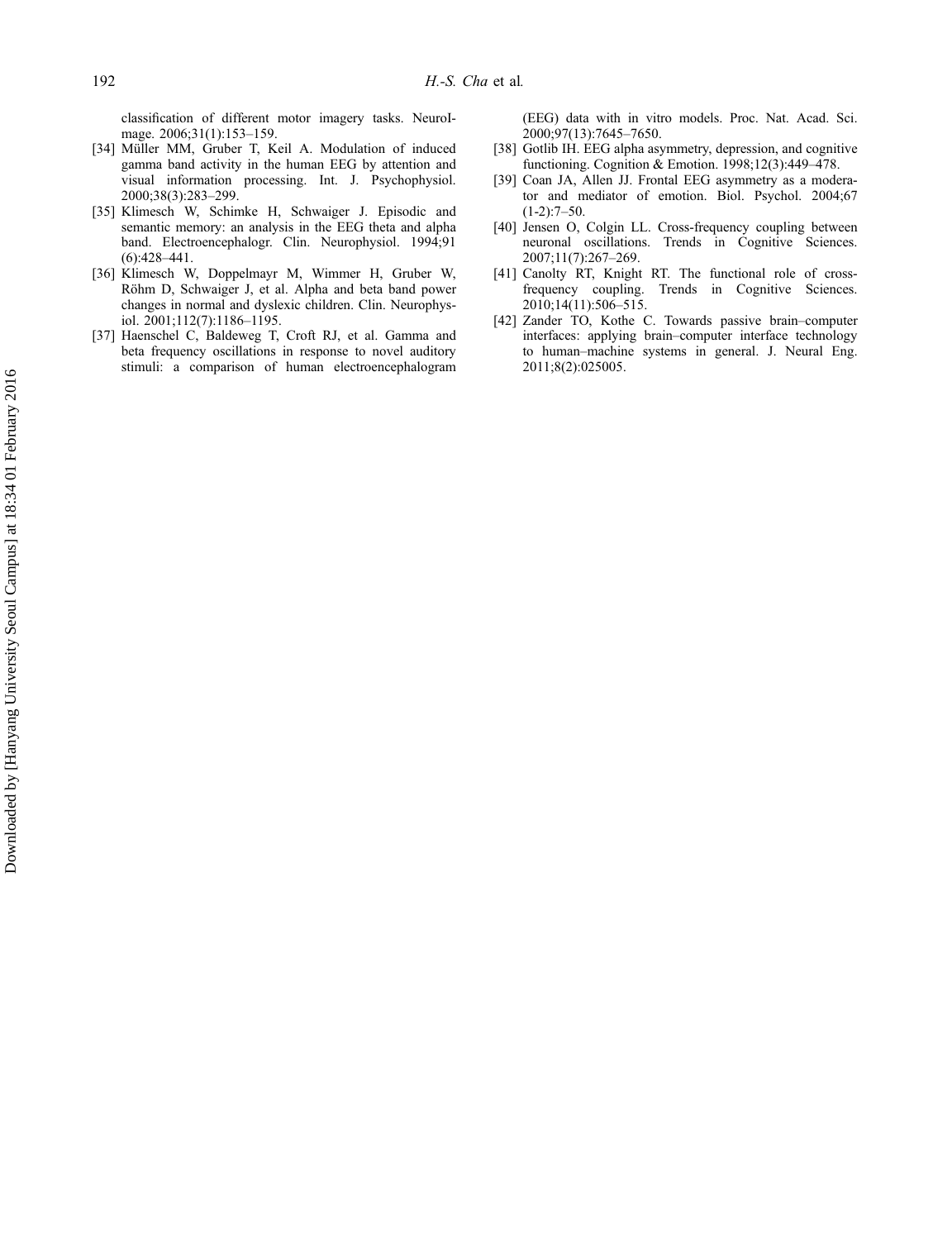classification of different motor imagery tasks. NeuroImage. 2006;31(1):153–159.

[34] Müller MM, Gruber T, Keil A. Modulation of induced gamma band activity in the human EEG by attention and visual information processing. Int. J. Psychophysiol. 2000;38(3):283–299.

[35] Klimesch W, Schimke H, Schwaiger J. Episodic and semantic memory: an analysis in the EEG theta and alpha band. Electroencephalogr. Clin. Neurophysiol. 1994;91(6):428–441.

[36] Klimesch W, Doppelmayr M, Wimmer H, Gruber W, Röhm D, Schwaiger J, et al. Alpha and beta band power changes in normal and dyslexic children. Clin. Neurophysiol. 2001;112(7):1186–1195.

[37] Haenschel C, Baldeweg T, Croft RJ, et al. Gamma and beta frequency oscillations in response to novel auditory stimuli: a comparison of human electroencephalogram (EEG) data with in vitro models. Proc. Nat. Acad. Sci. 2000;97(13):7645–7650.

[38] Gotlib IH. EEG alpha asymmetry, depression, and cognitive functioning. Cognition & Emotion. 1998;12(3):449–478.

[39] Coan JA, Allen JJ. Frontal EEG asymmetry as a moderator and mediator of emotion. Biol. Psychol. 2004;67(1-2):7–50.

[40] Jensen O, Colgin LL. Cross-frequency coupling between neuronal oscillations. Trends in Cognitive Sciences. 2007;11(7):267–269.

[41] Canolty RT, Knight RT. The functional role of cross-frequency coupling. Trends in Cognitive Sciences. 2010;14(11):506–515.

[42] Zander TO, Kothe C. Towards passive brain–computer interfaces: applying brain–computer interface technology to human–machine systems in general. J. Neural Eng. 2011;8(2):025005.